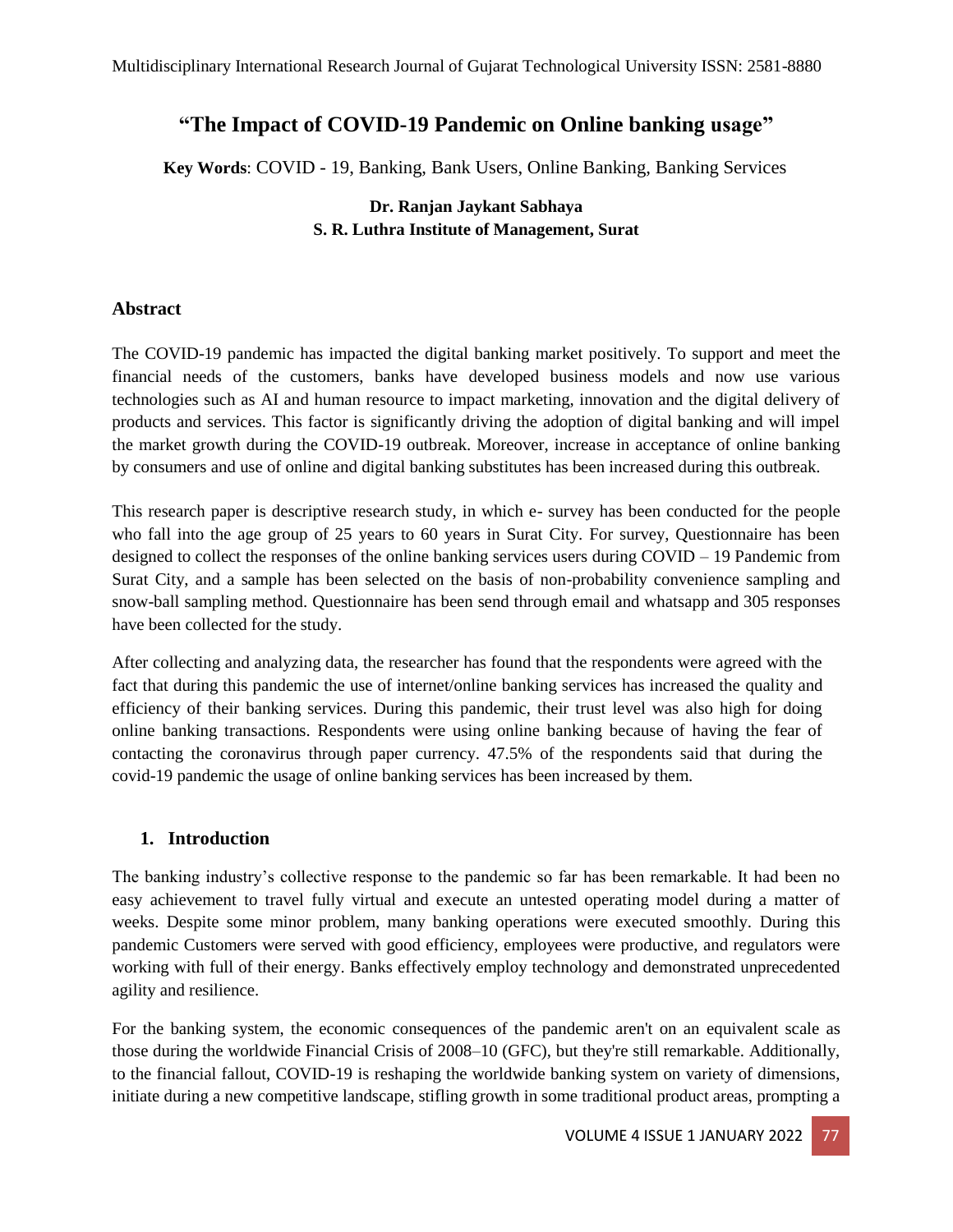# "The Impact of COVID-19 Pandemic on Online banking usage"

**Key Words**: COVID - 19, Banking, Bank Users, Online Banking, Banking Services

**Dr. Ranjan Jaykant Sabhaya**
**S. R. Luthra Institute of Management, Surat**

## Abstract

The COVID-19 pandemic has impacted the digital banking market positively. To support and meet the financial needs of the customers, banks have developed business models and now use various technologies such as AI and human resource to impact marketing, innovation and the digital delivery of products and services. This factor is significantly driving the adoption of digital banking and will impel the market growth during the COVID-19 outbreak. Moreover, increase in acceptance of online banking by consumers and use of online and digital banking substitutes has been increased during this outbreak.

This research paper is descriptive research study, in which e- survey has been conducted for the people who fall into the age group of 25 years to 60 years in Surat City. For survey, Questionnaire has been designed to collect the responses of the online banking services users during COVID – 19 Pandemic from Surat City, and a sample has been selected on the basis of non-probability convenience sampling and snow-ball sampling method. Questionnaire has been send through email and whatsapp and 305 responses have been collected for the study.

After collecting and analyzing data, the researcher has found that the respondents were agreed with the fact that during this pandemic the use of internet/online banking services has increased the quality and efficiency of their banking services. During this pandemic, their trust level was also high for doing online banking transactions. Respondents were using online banking because of having the fear of contacting the coronavirus through paper currency. 47.5% of the respondents said that during the covid-19 pandemic the usage of online banking services has been increased by them.

## 1. Introduction

The banking industry's collective response to the pandemic so far has been remarkable. It had been no easy achievement to travel fully virtual and execute an untested operating model during a matter of weeks. Despite some minor problem, many banking operations were executed smoothly. During this pandemic Customers were served with good efficiency, employees were productive, and regulators were working with full of their energy. Banks effectively employ technology and demonstrated unprecedented agility and resilience.

For the banking system, the economic consequences of the pandemic aren't on an equivalent scale as those during the worldwide Financial Crisis of 2008–10 (GFC), but they're still remarkable. Additionally, to the financial fallout, COVID-19 is reshaping the worldwide banking system on variety of dimensions, initiate during a new competitive landscape, stifling growth in some traditional product areas, prompting a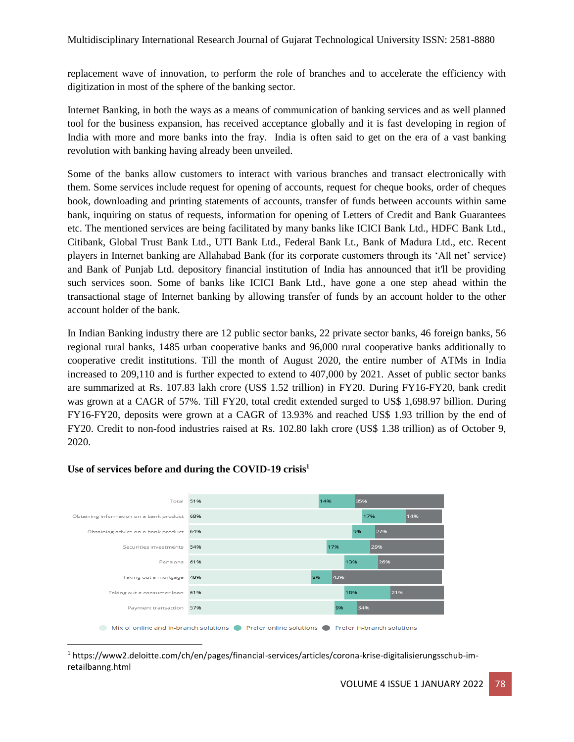replacement wave of innovation, to perform the role of branches and to accelerate the efficiency with digitization in most of the sphere of the banking sector.

Internet Banking, in both the ways as a means of communication of banking services and as well planned tool for the business expansion, has received acceptance globally and it is fast developing in region of India with more and more banks into the fray. India is often said to get on the era of a vast banking revolution with banking having already been unveiled.

Some of the banks allow customers to interact with various branches and transact electronically with them. Some services include request for opening of accounts, request for cheque books, order of cheques book, downloading and printing statements of accounts, transfer of funds between accounts within same bank, inquiring on status of requests, information for opening of Letters of Credit and Bank Guarantees etc. The mentioned services are being facilitated by many banks like ICICI Bank Ltd., HDFC Bank Ltd., Citibank, Global Trust Bank Ltd., UTI Bank Ltd., Federal Bank Lt., Bank of Madura Ltd., etc. Recent players in Internet banking are Allahabad Bank (for its corporate customers through its 'All net' service) and Bank of Punjab Ltd. depository financial institution of India has announced that it'll be providing such services soon. Some of banks like ICICI Bank Ltd., have gone a one step ahead within the transactional stage of Internet banking by allowing transfer of funds by an account holder to the other account holder of the bank.

In Indian Banking industry there are 12 public sector banks, 22 private sector banks, 46 foreign banks, 56 regional rural banks, 1485 urban cooperative banks and 96,000 rural cooperative banks additionally to cooperative credit institutions. Till the month of August 2020, the entire number of ATMs in India increased to 209,110 and is further expected to extend to 407,000 by 2021. Asset of public sector banks are summarized at Rs. 107.83 lakh crore (US$ 1.52 trillion) in FY20. During FY16-FY20, bank credit was grown at a CAGR of 57%. Till FY20, total credit extended surged to US$ 1,698.97 billion. During FY16-FY20, deposits were grown at a CAGR of 13.93% and reached US$ 1.93 trillion by the end of FY20. Credit to non-food industries raised at Rs. 102.80 lakh crore (US$ 1.38 trillion) as of October 9, 2020.

**Use of services before and during the COVID-19 crisis**[1]

| | Mix of online and in-branch solutions | Prefer online solutions | Prefer in-branch solutions |
|---|---|---|---|
| Total | 51% | 14% | 35% |
| Obtaining information on a bank product | 68% | 17% | 14% |
| Obtaining advice on a bank product | 64% | 9% | 27% |
| Securities investments | 54% | 17% | 29% |
| Pensions | 61% | 13% | 26% |
| Taking out a mortgage | 48% | 8% | 43% |
| Taking out a consumer loan | 61% | 18% | 21% |
| Payment transaction | 57% | 9% | 34% |

[1] https://www2.deloitte.com/ch/en/pages/financial-services/articles/corona-krise-digitalisierungsschub-im-retailbanng.html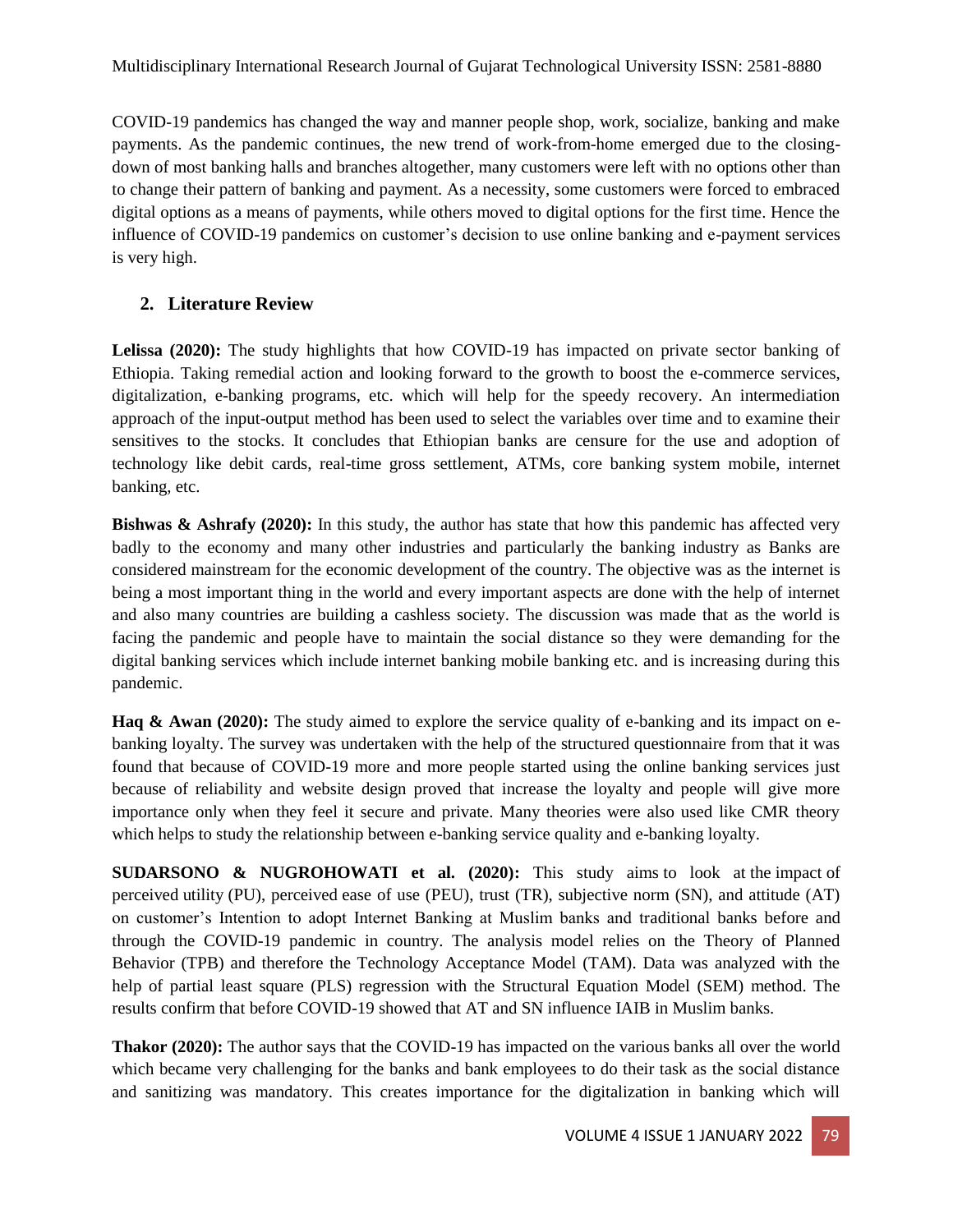COVID-19 pandemics has changed the way and manner people shop, work, socialize, banking and make payments. As the pandemic continues, the new trend of work-from-home emerged due to the closing-down of most banking halls and branches altogether, many customers were left with no options other than to change their pattern of banking and payment. As a necessity, some customers were forced to embraced digital options as a means of payments, while others moved to digital options for the first time. Hence the influence of COVID-19 pandemics on customer's decision to use online banking and e-payment services is very high.

## 2. Literature Review

**Lelissa (2020):** The study highlights that how COVID-19 has impacted on private sector banking of Ethiopia. Taking remedial action and looking forward to the growth to boost the e-commerce services, digitalization, e-banking programs, etc. which will help for the speedy recovery. An intermediation approach of the input-output method has been used to select the variables over time and to examine their sensitives to the stocks. It concludes that Ethiopian banks are censure for the use and adoption of technology like debit cards, real-time gross settlement, ATMs, core banking system mobile, internet banking, etc.

**Bishwas & Ashrafy (2020):** In this study, the author has state that how this pandemic has affected very badly to the economy and many other industries and particularly the banking industry as Banks are considered mainstream for the economic development of the country. The objective was as the internet is being a most important thing in the world and every important aspects are done with the help of internet and also many countries are building a cashless society. The discussion was made that as the world is facing the pandemic and people have to maintain the social distance so they were demanding for the digital banking services which include internet banking mobile banking etc. and is increasing during this pandemic.

**Haq & Awan (2020):** The study aimed to explore the service quality of e-banking and its impact on e-banking loyalty. The survey was undertaken with the help of the structured questionnaire from that it was found that because of COVID-19 more and more people started using the online banking services just because of reliability and website design proved that increase the loyalty and people will give more importance only when they feel it secure and private. Many theories were also used like CMR theory which helps to study the relationship between e-banking service quality and e-banking loyalty.

**SUDARSONO & NUGROHOWATI et al. (2020):** This study aims to look at the impact of perceived utility (PU), perceived ease of use (PEU), trust (TR), subjective norm (SN), and attitude (AT) on customer's Intention to adopt Internet Banking at Muslim banks and traditional banks before and through the COVID-19 pandemic in country. The analysis model relies on the Theory of Planned Behavior (TPB) and therefore the Technology Acceptance Model (TAM). Data was analyzed with the help of partial least square (PLS) regression with the Structural Equation Model (SEM) method. The results confirm that before COVID-19 showed that AT and SN influence IAIB in Muslim banks.

**Thakor (2020):** The author says that the COVID-19 has impacted on the various banks all over the world which became very challenging for the banks and bank employees to do their task as the social distance and sanitizing was mandatory. This creates importance for the digitalization in banking which will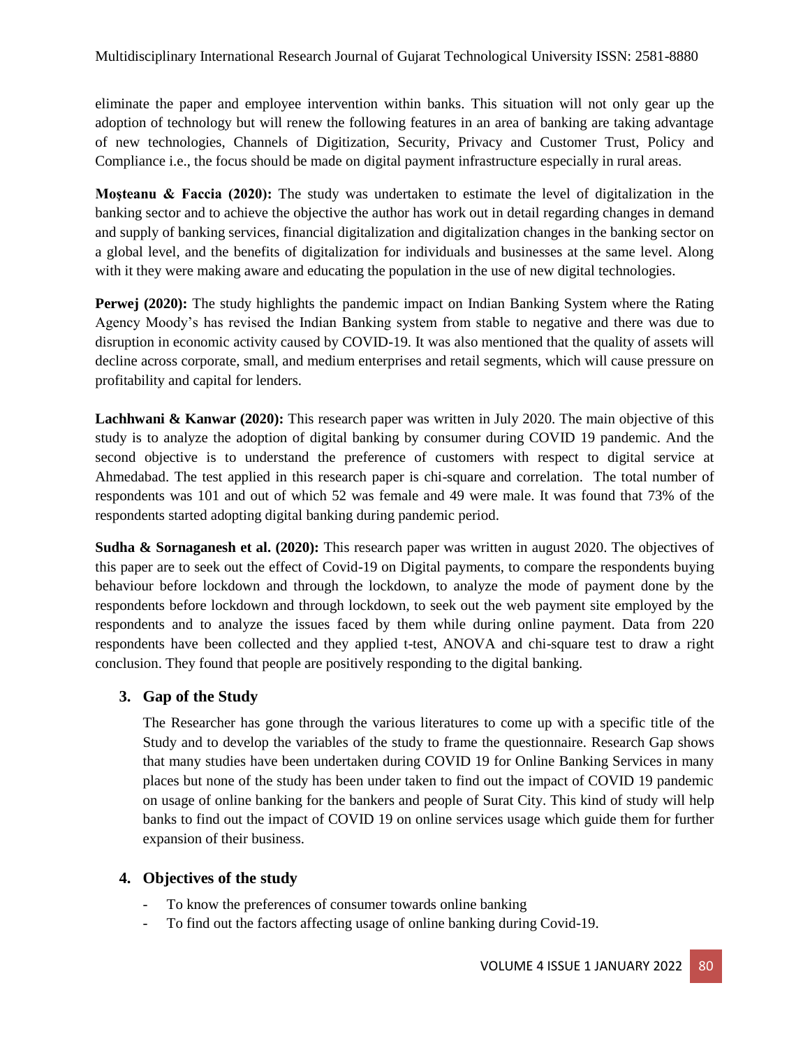eliminate the paper and employee intervention within banks. This situation will not only gear up the adoption of technology but will renew the following features in an area of banking are taking advantage of new technologies, Channels of Digitization, Security, Privacy and Customer Trust, Policy and Compliance i.e., the focus should be made on digital payment infrastructure especially in rural areas.

**Moşteanu & Faccia (2020):** The study was undertaken to estimate the level of digitalization in the banking sector and to achieve the objective the author has work out in detail regarding changes in demand and supply of banking services, financial digitalization and digitalization changes in the banking sector on a global level, and the benefits of digitalization for individuals and businesses at the same level. Along with it they were making aware and educating the population in the use of new digital technologies.

**Perwej (2020):** The study highlights the pandemic impact on Indian Banking System where the Rating Agency Moody's has revised the Indian Banking system from stable to negative and there was due to disruption in economic activity caused by COVID-19. It was also mentioned that the quality of assets will decline across corporate, small, and medium enterprises and retail segments, which will cause pressure on profitability and capital for lenders.

**Lachhwani & Kanwar (2020):** This research paper was written in July 2020. The main objective of this study is to analyze the adoption of digital banking by consumer during COVID 19 pandemic. And the second objective is to understand the preference of customers with respect to digital service at Ahmedabad. The test applied in this research paper is chi-square and correlation. The total number of respondents was 101 and out of which 52 was female and 49 were male. It was found that 73% of the respondents started adopting digital banking during pandemic period.

**Sudha & Sornaganesh et al. (2020):** This research paper was written in august 2020. The objectives of this paper are to seek out the effect of Covid-19 on Digital payments, to compare the respondents buying behaviour before lockdown and through the lockdown, to analyze the mode of payment done by the respondents before lockdown and through lockdown, to seek out the web payment site employed by the respondents and to analyze the issues faced by them while during online payment. Data from 220 respondents have been collected and they applied t-test, ANOVA and chi-square test to draw a right conclusion. They found that people are positively responding to the digital banking.

## 3. Gap of the Study

The Researcher has gone through the various literatures to come up with a specific title of the Study and to develop the variables of the study to frame the questionnaire. Research Gap shows that many studies have been undertaken during COVID 19 for Online Banking Services in many places but none of the study has been under taken to find out the impact of COVID 19 pandemic on usage of online banking for the bankers and people of Surat City. This kind of study will help banks to find out the impact of COVID 19 on online services usage which guide them for further expansion of their business.

## 4. Objectives of the study

- To know the preferences of consumer towards online banking
- To find out the factors affecting usage of online banking during Covid-19.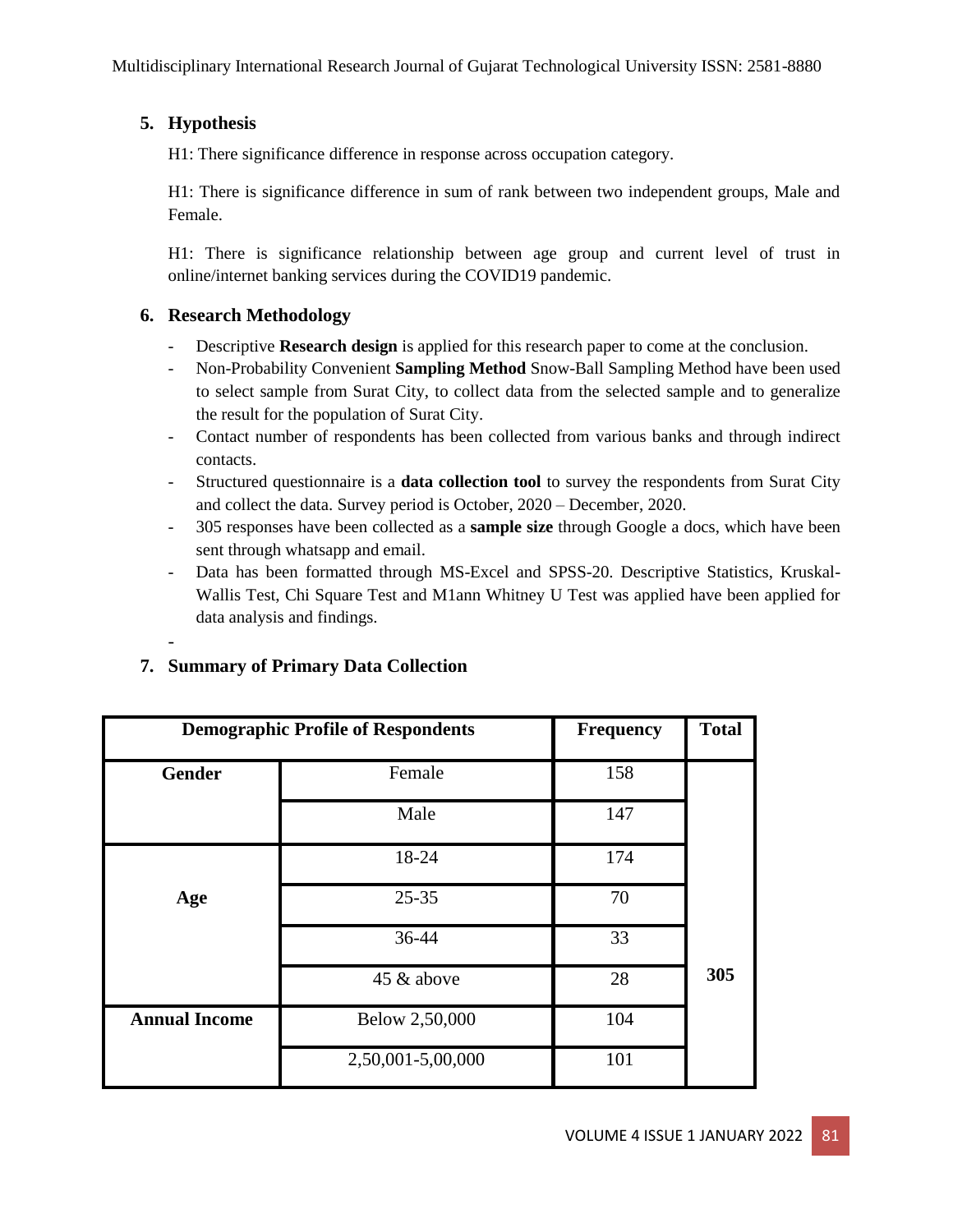## 5. Hypothesis

H1: There significance difference in response across occupation category.

H1: There is significance difference in sum of rank between two independent groups, Male and Female.

H1: There is significance relationship between age group and current level of trust in online/internet banking services during the COVID19 pandemic.

## 6. Research Methodology

- Descriptive **Research design** is applied for this research paper to come at the conclusion.
- Non-Probability Convenient **Sampling Method** Snow-Ball Sampling Method have been used to select sample from Surat City, to collect data from the selected sample and to generalize the result for the population of Surat City.
- Contact number of respondents has been collected from various banks and through indirect contacts.
- Structured questionnaire is a **data collection tool** to survey the respondents from Surat City and collect the data. Survey period is October, 2020 – December, 2020.
- 305 responses have been collected as a **sample size** through Google a docs, which have been sent through whatsapp and email.
- Data has been formatted through MS-Excel and SPSS-20. Descriptive Statistics, Kruskal-Wallis Test, Chi Square Test and M1ann Whitney U Test was applied have been applied for data analysis and findings.

-

## 7. Summary of Primary Data Collection

| Demographic Profile of Respondents | | Frequency | Total |
|---|---|---|---|
| Gender | Female | 158 | 305 |
| | Male | 147 | |
| Age | 18-24 | 174 | |
| | 25-35 | 70 | |
| | 36-44 | 33 | |
| | 45 & above | 28 | |
| Annual Income | Below 2,50,000 | 104 | |
| | 2,50,001-5,00,000 | 101 | |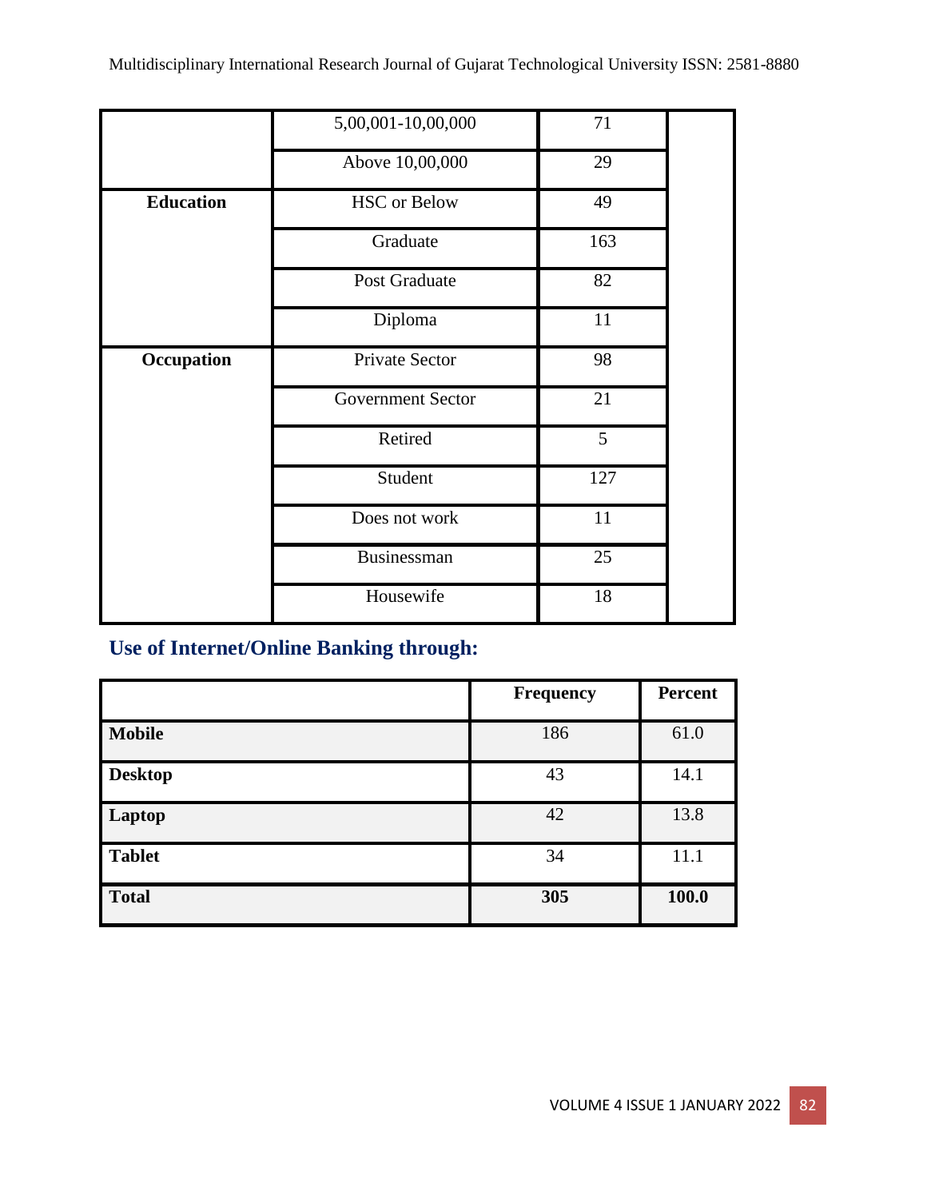| | | | |
|---|---|---|---|
| | 5,00,001-10,00,000 | 71 | |
| | Above 10,00,000 | 29 | |
| **Education** | HSC or Below | 49 | |
| | Graduate | 163 | |
| | Post Graduate | 82 | |
| | Diploma | 11 | |
| **Occupation** | Private Sector | 98 | |
| | Government Sector | 21 | |
| | Retired | 5 | |
| | Student | 127 | |
| | Does not work | 11 | |
| | Businessman | 25 | |
| | Housewife | 18 | |

## Use of Internet/Online Banking through:

| | Frequency | Percent |
|---|---|---|
| **Mobile** | 186 | 61.0 |
| **Desktop** | 43 | 14.1 |
| **Laptop** | 42 | 13.8 |
| **Tablet** | 34 | 11.1 |
| **Total** | **305** | **100.0** |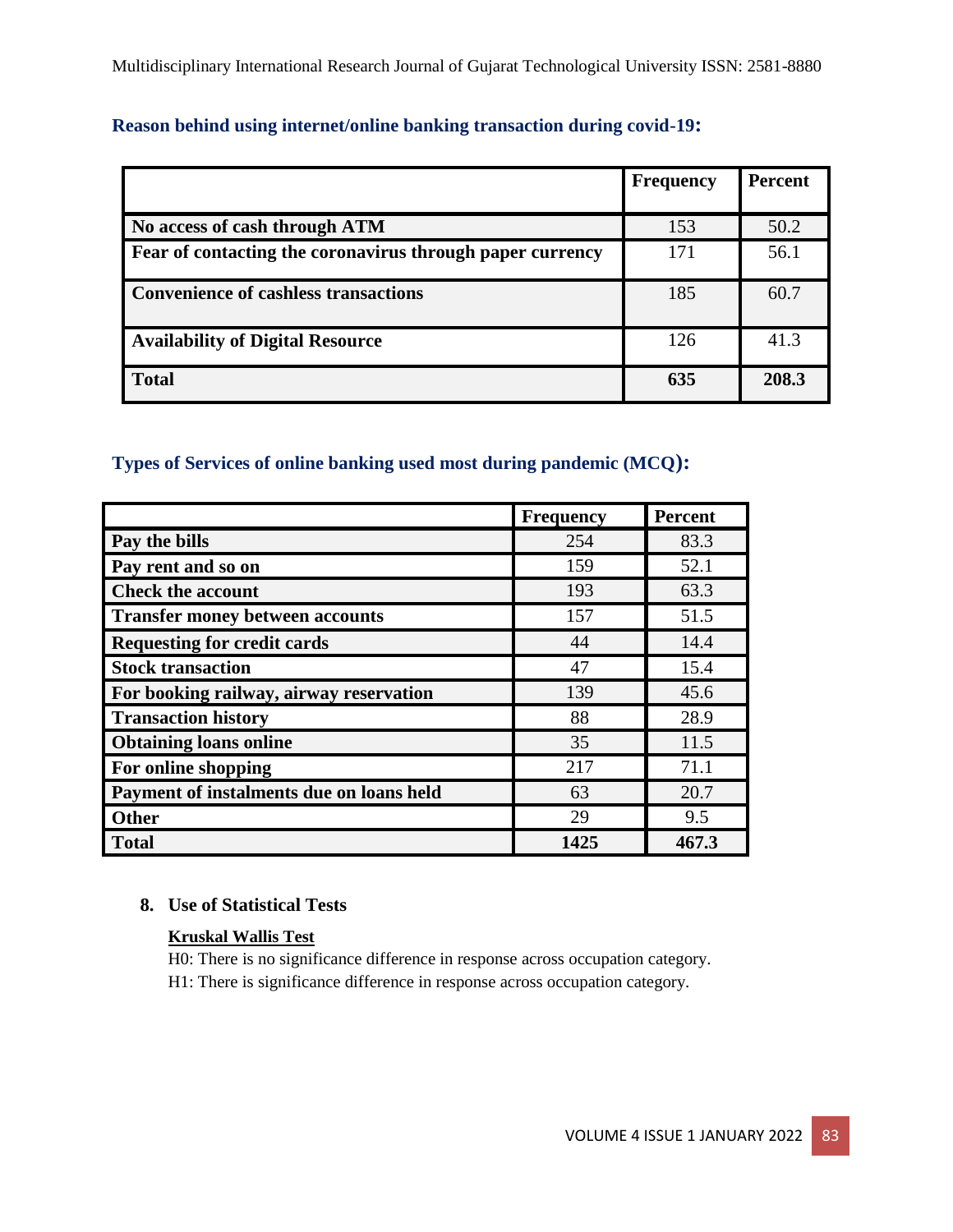### Reason behind using internet/online banking transaction during covid-19:

| | Frequency | Percent |
|---|---|---|
| **No access of cash through ATM** | 153 | 50.2 |
| **Fear of contacting the coronavirus through paper currency** | 171 | 56.1 |
| **Convenience of cashless transactions** | 185 | 60.7 |
| **Availability of Digital Resource** | 126 | 41.3 |
| **Total** | **635** | **208.3** |

### Types of Services of online banking used most during pandemic (MCQ):

| | Frequency | Percent |
|---|---|---|
| **Pay the bills** | 254 | 83.3 |
| **Pay rent and so on** | 159 | 52.1 |
| **Check the account** | 193 | 63.3 |
| **Transfer money between accounts** | 157 | 51.5 |
| **Requesting for credit cards** | 44 | 14.4 |
| **Stock transaction** | 47 | 15.4 |
| **For booking railway, airway reservation** | 139 | 45.6 |
| **Transaction history** | 88 | 28.9 |
| **Obtaining loans online** | 35 | 11.5 |
| **For online shopping** | 217 | 71.1 |
| **Payment of instalments due on loans held** | 63 | 20.7 |
| **Other** | 29 | 9.5 |
| **Total** | **1425** | **467.3** |

## 8. Use of Statistical Tests

**Kruskal Wallis Test**

H0: There is no significance difference in response across occupation category.

H1: There is significance difference in response across occupation category.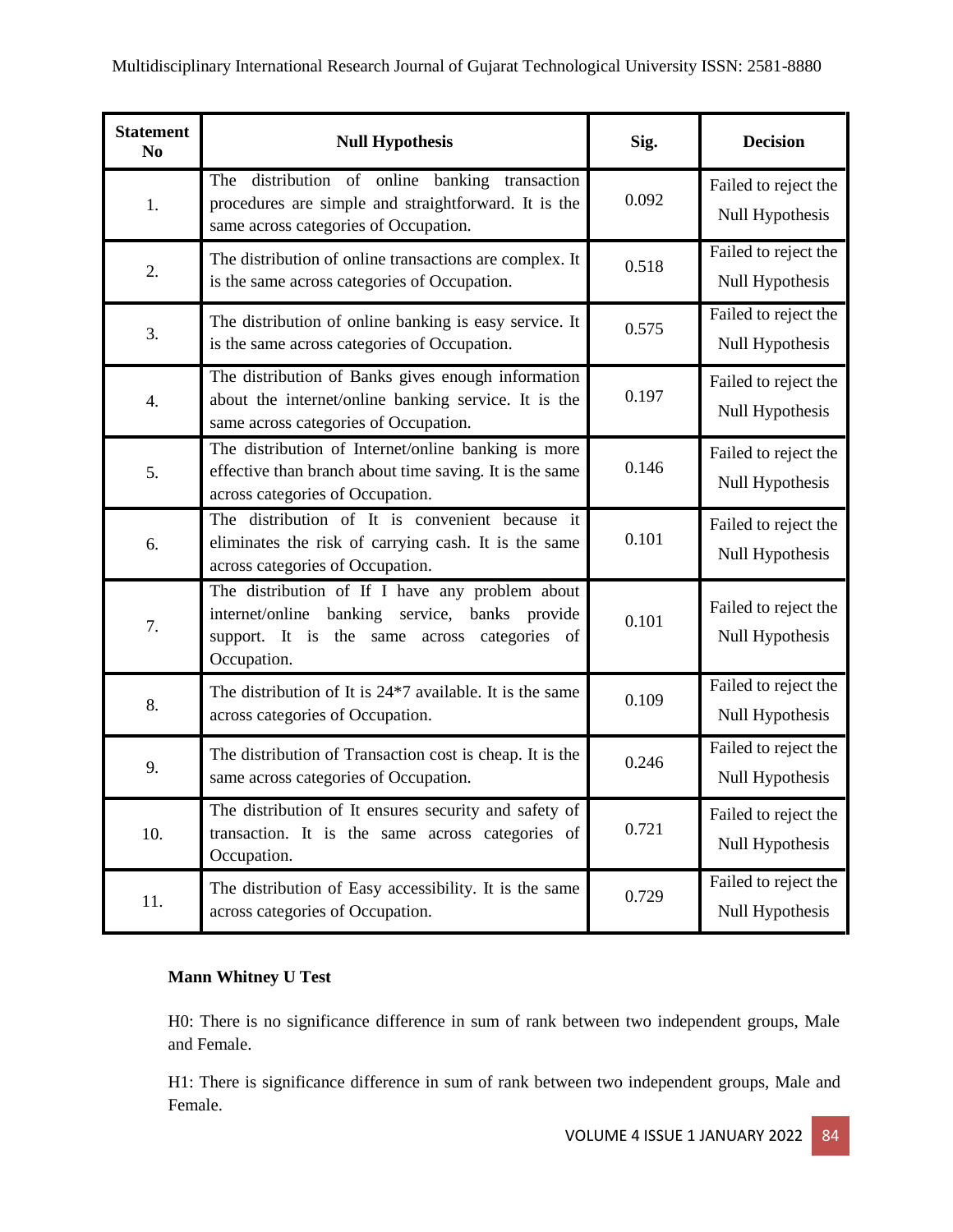| Statement No | Null Hypothesis | Sig. | Decision |
|---|---|---|---|
| 1. | The distribution of online banking transaction procedures are simple and straightforward. It is the same across categories of Occupation. | 0.092 | Failed to reject the Null Hypothesis |
| 2. | The distribution of online transactions are complex. It is the same across categories of Occupation. | 0.518 | Failed to reject the Null Hypothesis |
| 3. | The distribution of online banking is easy service. It is the same across categories of Occupation. | 0.575 | Failed to reject the Null Hypothesis |
| 4. | The distribution of Banks gives enough information about the internet/online banking service. It is the same across categories of Occupation. | 0.197 | Failed to reject the Null Hypothesis |
| 5. | The distribution of Internet/online banking is more effective than branch about time saving. It is the same across categories of Occupation. | 0.146 | Failed to reject the Null Hypothesis |
| 6. | The distribution of It is convenient because it eliminates the risk of carrying cash. It is the same across categories of Occupation. | 0.101 | Failed to reject the Null Hypothesis |
| 7. | The distribution of If I have any problem about internet/online banking service, banks provide support. It is the same across categories of Occupation. | 0.101 | Failed to reject the Null Hypothesis |
| 8. | The distribution of It is 24*7 available. It is the same across categories of Occupation. | 0.109 | Failed to reject the Null Hypothesis |
| 9. | The distribution of Transaction cost is cheap. It is the same across categories of Occupation. | 0.246 | Failed to reject the Null Hypothesis |
| 10. | The distribution of It ensures security and safety of transaction. It is the same across categories of Occupation. | 0.721 | Failed to reject the Null Hypothesis |
| 11. | The distribution of Easy accessibility. It is the same across categories of Occupation. | 0.729 | Failed to reject the Null Hypothesis |

**Mann Whitney U Test**

H0: There is no significance difference in sum of rank between two independent groups, Male and Female.

H1: There is significance difference in sum of rank between two independent groups, Male and Female.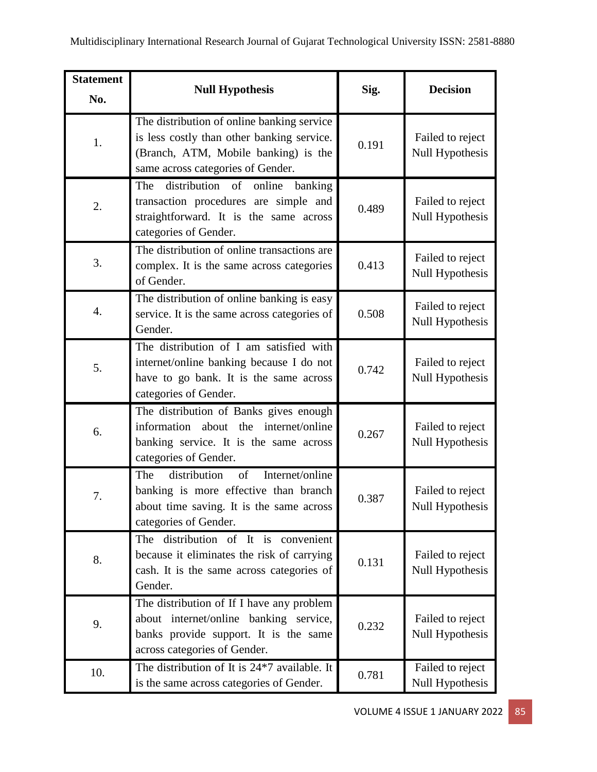| Statement No. | Null Hypothesis | Sig. | Decision |
|---|---|---|---|
| 1. | The distribution of online banking service is less costly than other banking service. (Branch, ATM, Mobile banking) is the same across categories of Gender. | 0.191 | Failed to reject Null Hypothesis |
| 2. | The distribution of online banking transaction procedures are simple and straightforward. It is the same across categories of Gender. | 0.489 | Failed to reject Null Hypothesis |
| 3. | The distribution of online transactions are complex. It is the same across categories of Gender. | 0.413 | Failed to reject Null Hypothesis |
| 4. | The distribution of online banking is easy service. It is the same across categories of Gender. | 0.508 | Failed to reject Null Hypothesis |
| 5. | The distribution of I am satisfied with internet/online banking because I do not have to go bank. It is the same across categories of Gender. | 0.742 | Failed to reject Null Hypothesis |
| 6. | The distribution of Banks gives enough information about the internet/online banking service. It is the same across categories of Gender. | 0.267 | Failed to reject Null Hypothesis |
| 7. | The distribution of Internet/online banking is more effective than branch about time saving. It is the same across categories of Gender. | 0.387 | Failed to reject Null Hypothesis |
| 8. | The distribution of It is convenient because it eliminates the risk of carrying cash. It is the same across categories of Gender. | 0.131 | Failed to reject Null Hypothesis |
| 9. | The distribution of If I have any problem about internet/online banking service, banks provide support. It is the same across categories of Gender. | 0.232 | Failed to reject Null Hypothesis |
| 10. | The distribution of It is 24*7 available. It is the same across categories of Gender. | 0.781 | Failed to reject Null Hypothesis |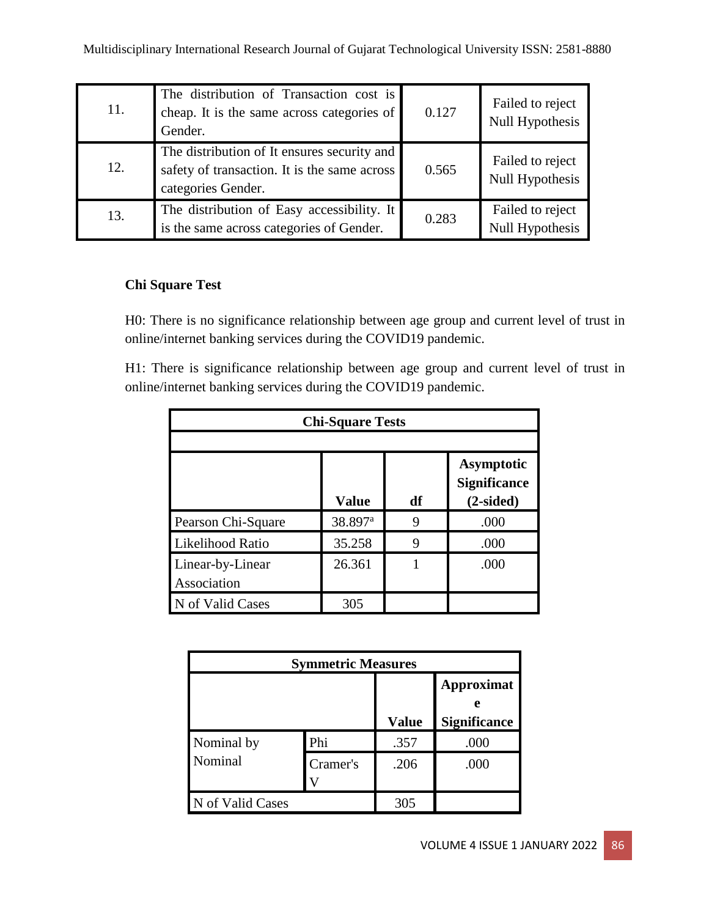| 11. | The distribution of Transaction cost is cheap. It is the same across categories of Gender. | 0.127 | Failed to reject Null Hypothesis |
|---|---|---|---|
| 12. | The distribution of It ensures security and safety of transaction. It is the same across categories Gender. | 0.565 | Failed to reject Null Hypothesis |
| 13. | The distribution of Easy accessibility. It is the same across categories of Gender. | 0.283 | Failed to reject Null Hypothesis |

**Chi Square Test**

H0: There is no significance relationship between age group and current level of trust in online/internet banking services during the COVID19 pandemic.

H1: There is significance relationship between age group and current level of trust in online/internet banking services during the COVID19 pandemic.

**Chi-Square Tests**

| | Value | df | Asymptotic Significance (2-sided) |
|---|---|---|---|
| Pearson Chi-Square | 38.897[a] | 9 | .000 |
| Likelihood Ratio | 35.258 | 9 | .000 |
| Linear-by-Linear Association | 26.361 | 1 | .000 |
| N of Valid Cases | 305 | | |

**Symmetric Measures**

| | | Value | Approximate Significance |
|---|---|---|---|
| Nominal by Nominal | Phi | .357 | .000 |
| | Cramer's V | .206 | .000 |
| N of Valid Cases | | 305 | |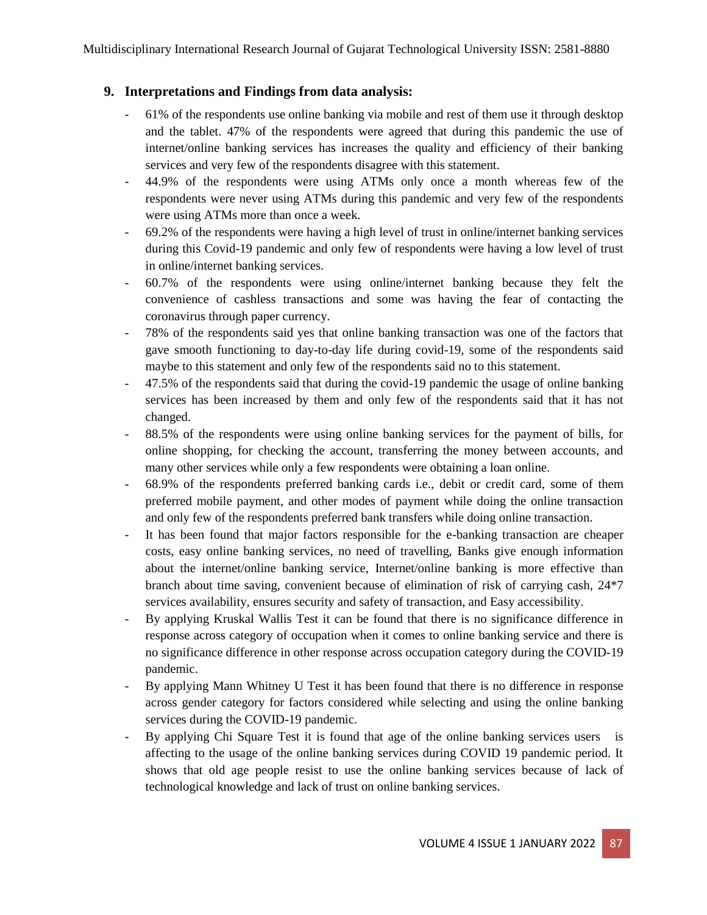## 9. Interpretations and Findings from data analysis:

- 61% of the respondents use online banking via mobile and rest of them use it through desktop and the tablet. 47% of the respondents were agreed that during this pandemic the use of internet/online banking services has increases the quality and efficiency of their banking services and very few of the respondents disagree with this statement.
- 44.9% of the respondents were using ATMs only once a month whereas few of the respondents were never using ATMs during this pandemic and very few of the respondents were using ATMs more than once a week.
- 69.2% of the respondents were having a high level of trust in online/internet banking services during this Covid-19 pandemic and only few of respondents were having a low level of trust in online/internet banking services.
- 60.7% of the respondents were using online/internet banking because they felt the convenience of cashless transactions and some was having the fear of contacting the coronavirus through paper currency.
- 78% of the respondents said yes that online banking transaction was one of the factors that gave smooth functioning to day-to-day life during covid-19, some of the respondents said maybe to this statement and only few of the respondents said no to this statement.
- 47.5% of the respondents said that during the covid-19 pandemic the usage of online banking services has been increased by them and only few of the respondents said that it has not changed.
- 88.5% of the respondents were using online banking services for the payment of bills, for online shopping, for checking the account, transferring the money between accounts, and many other services while only a few respondents were obtaining a loan online.
- 68.9% of the respondents preferred banking cards i.e., debit or credit card, some of them preferred mobile payment, and other modes of payment while doing the online transaction and only few of the respondents preferred bank transfers while doing online transaction.
- It has been found that major factors responsible for the e-banking transaction are cheaper costs, easy online banking services, no need of travelling, Banks give enough information about the internet/online banking service, Internet/online banking is more effective than branch about time saving, convenient because of elimination of risk of carrying cash, 24*7 services availability, ensures security and safety of transaction, and Easy accessibility.
- By applying Kruskal Wallis Test it can be found that there is no significance difference in response across category of occupation when it comes to online banking service and there is no significance difference in other response across occupation category during the COVID-19 pandemic.
- By applying Mann Whitney U Test it has been found that there is no difference in response across gender category for factors considered while selecting and using the online banking services during the COVID-19 pandemic.
- By applying Chi Square Test it is found that age of the online banking services users is affecting to the usage of the online banking services during COVID 19 pandemic period. It shows that old age people resist to use the online banking services because of lack of technological knowledge and lack of trust on online banking services.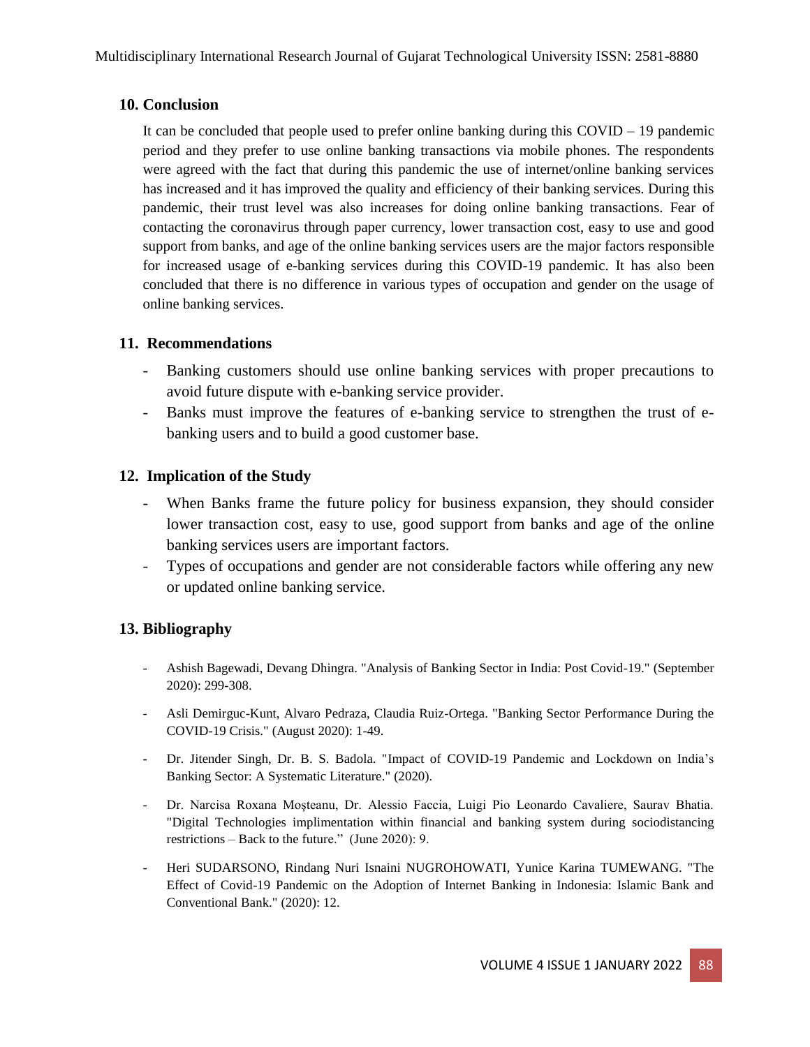## 10. Conclusion

It can be concluded that people used to prefer online banking during this COVID – 19 pandemic period and they prefer to use online banking transactions via mobile phones. The respondents were agreed with the fact that during this pandemic the use of internet/online banking services has increased and it has improved the quality and efficiency of their banking services. During this pandemic, their trust level was also increases for doing online banking transactions. Fear of contacting the coronavirus through paper currency, lower transaction cost, easy to use and good support from banks, and age of the online banking services users are the major factors responsible for increased usage of e-banking services during this COVID-19 pandemic. It has also been concluded that there is no difference in various types of occupation and gender on the usage of online banking services.

## 11. Recommendations

- Banking customers should use online banking services with proper precautions to avoid future dispute with e-banking service provider.
- Banks must improve the features of e-banking service to strengthen the trust of e-banking users and to build a good customer base.

## 12. Implication of the Study

- When Banks frame the future policy for business expansion, they should consider lower transaction cost, easy to use, good support from banks and age of the online banking services users are important factors.
- Types of occupations and gender are not considerable factors while offering any new or updated online banking service.

## 13. Bibliography

- Ashish Bagewadi, Devang Dhingra. "Analysis of Banking Sector in India: Post Covid-19." (September 2020): 299-308.
- Asli Demirguc-Kunt, Alvaro Pedraza, Claudia Ruiz-Ortega. "Banking Sector Performance During the COVID-19 Crisis." (August 2020): 1-49.
- Dr. Jitender Singh, Dr. B. S. Badola. "Impact of COVID-19 Pandemic and Lockdown on India's Banking Sector: A Systematic Literature." (2020).
- Dr. Narcisa Roxana Moşteanu, Dr. Alessio Faccia, Luigi Pio Leonardo Cavaliere, Saurav Bhatia. "Digital Technologies implimentation within financial and banking system during sociodistancing restrictions – Back to the future." (June 2020): 9.
- Heri SUDARSONO, Rindang Nuri Isnaini NUGROHOWATI, Yunice Karina TUMEWANG. "The Effect of Covid-19 Pandemic on the Adoption of Internet Banking in Indonesia: Islamic Bank and Conventional Bank." (2020): 12.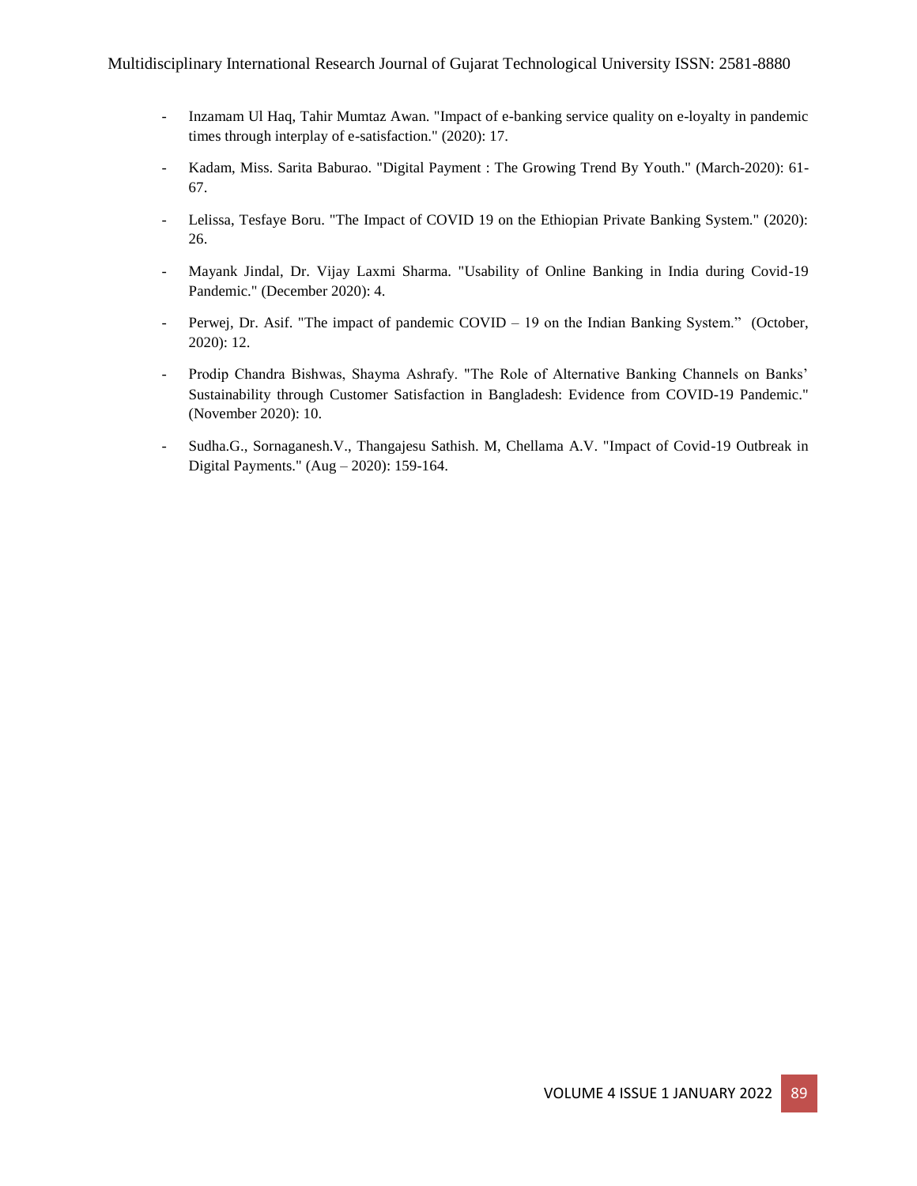- Inzamam Ul Haq, Tahir Mumtaz Awan. "Impact of e-banking service quality on e-loyalty in pandemic times through interplay of e-satisfaction." (2020): 17.
- Kadam, Miss. Sarita Baburao. "Digital Payment : The Growing Trend By Youth." (March-2020): 61-67.
- Lelissa, Tesfaye Boru. "The Impact of COVID 19 on the Ethiopian Private Banking System." (2020): 26.
- Mayank Jindal, Dr. Vijay Laxmi Sharma. "Usability of Online Banking in India during Covid-19 Pandemic." (December 2020): 4.
- Perwej, Dr. Asif. "The impact of pandemic COVID – 19 on the Indian Banking System." (October, 2020): 12.
- Prodip Chandra Bishwas, Shayma Ashrafy. "The Role of Alternative Banking Channels on Banks' Sustainability through Customer Satisfaction in Bangladesh: Evidence from COVID-19 Pandemic." (November 2020): 10.
- Sudha.G., Sornaganesh.V., Thangajesu Sathish. M, Chellama A.V. "Impact of Covid-19 Outbreak in Digital Payments." (Aug – 2020): 159-164.